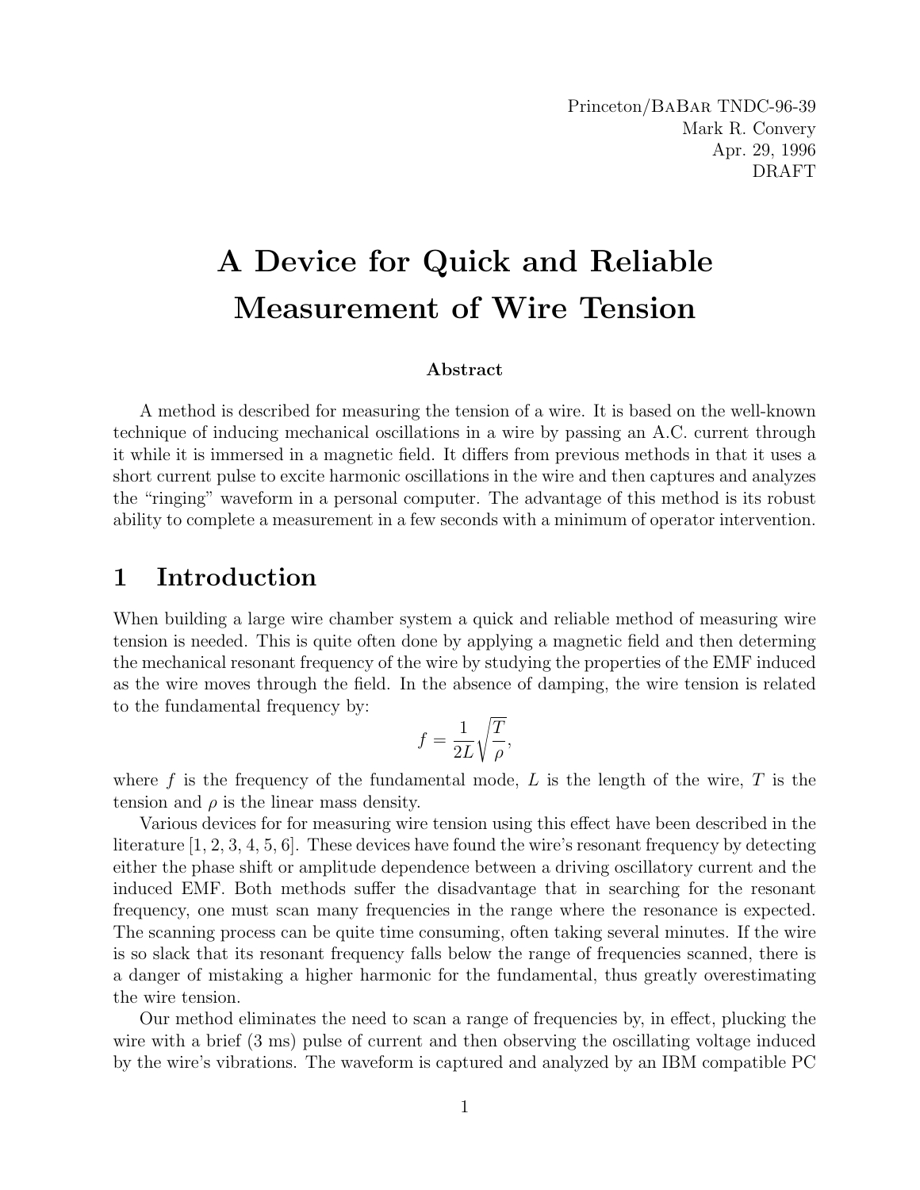Princeton/BaBar TNDC-96-39
Mark R. Convery
Apr. 29, 1996
DRAFT

# A Device for Quick and Reliable Measurement of Wire Tension

**Abstract**

A method is described for measuring the tension of a wire. It is based on the well-known technique of inducing mechanical oscillations in a wire by passing an A.C. current through it while it is immersed in a magnetic field. It differs from previous methods in that it uses a short current pulse to excite harmonic oscillations in the wire and then captures and analyzes the "ringing" waveform in a personal computer. The advantage of this method is its robust ability to complete a measurement in a few seconds with a minimum of operator intervention.

## 1 Introduction

When building a large wire chamber system a quick and reliable method of measuring wire tension is needed. This is quite often done by applying a magnetic field and then determing the mechanical resonant frequency of the wire by studying the properties of the EMF induced as the wire moves through the field. In the absence of damping, the wire tension is related to the fundamental frequency by:

$$f = \frac{1}{2L}\sqrt{\frac{T}{\rho}},$$

where $f$ is the frequency of the fundamental mode, $L$ is the length of the wire, $T$ is the tension and $\rho$ is the linear mass density.

Various devices for for measuring wire tension using this effect have been described in the literature [1, 2, 3, 4, 5, 6]. These devices have found the wire's resonant frequency by detecting either the phase shift or amplitude dependence between a driving oscillatory current and the induced EMF. Both methods suffer the disadvantage that in searching for the resonant frequency, one must scan many frequencies in the range where the resonance is expected. The scanning process can be quite time consuming, often taking several minutes. If the wire is so slack that its resonant frequency falls below the range of frequencies scanned, there is a danger of mistaking a higher harmonic for the fundamental, thus greatly overestimating the wire tension.

Our method eliminates the need to scan a range of frequencies by, in effect, plucking the wire with a brief (3 ms) pulse of current and then observing the oscillating voltage induced by the wire's vibrations. The waveform is captured and analyzed by an IBM compatible PC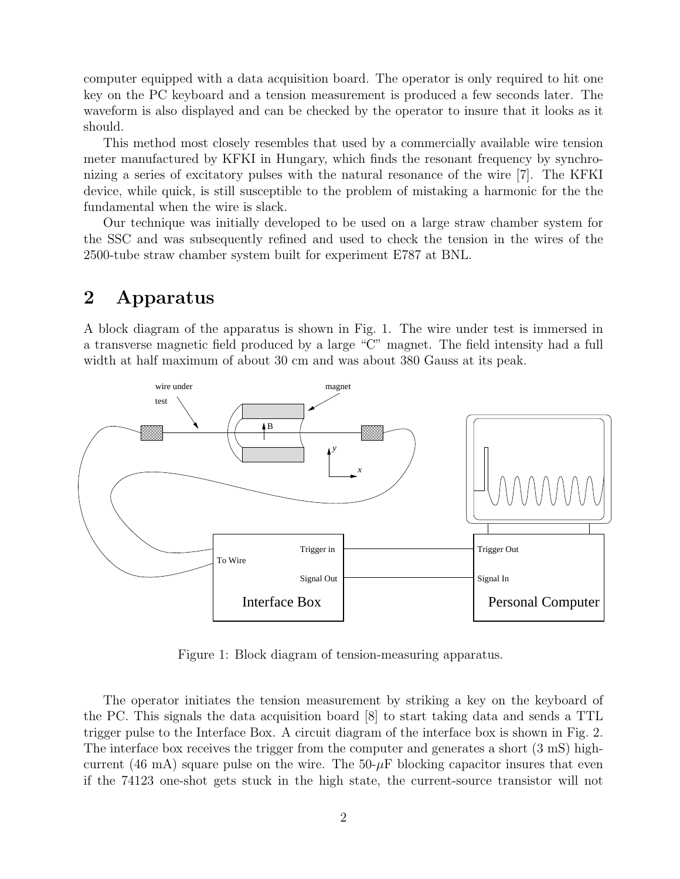computer equipped with a data acquisition board. The operator is only required to hit one key on the PC keyboard and a tension measurement is produced a few seconds later. The waveform is also displayed and can be checked by the operator to insure that it looks as it should.

This method most closely resembles that used by a commercially available wire tension meter manufactured by KFKI in Hungary, which finds the resonant frequency by synchronizing a series of excitatory pulses with the natural resonance of the wire [7]. The KFKI device, while quick, is still susceptible to the problem of mistaking a harmonic for the the fundamental when the wire is slack.

Our technique was initially developed to be used on a large straw chamber system for the SSC and was subsequently refined and used to check the tension in the wires of the 2500-tube straw chamber system built for experiment E787 at BNL.

## 2 Apparatus

A block diagram of the apparatus is shown in Fig. 1. The wire under test is immersed in a transverse magnetic field produced by a large "C" magnet. The field intensity had a full width at half maximum of about 30 cm and was about 380 Gauss at its peak.

Figure 1: Block diagram of tension-measuring apparatus.

The operator initiates the tension measurement by striking a key on the keyboard of the PC. This signals the data acquisition board [8] to start taking data and sends a TTL trigger pulse to the Interface Box. A circuit diagram of the interface box is shown in Fig. 2. The interface box receives the trigger from the computer and generates a short (3 mS) high-current (46 mA) square pulse on the wire. The 50-$\mu$F blocking capacitor insures that even if the 74123 one-shot gets stuck in the high state, the current-source transistor will not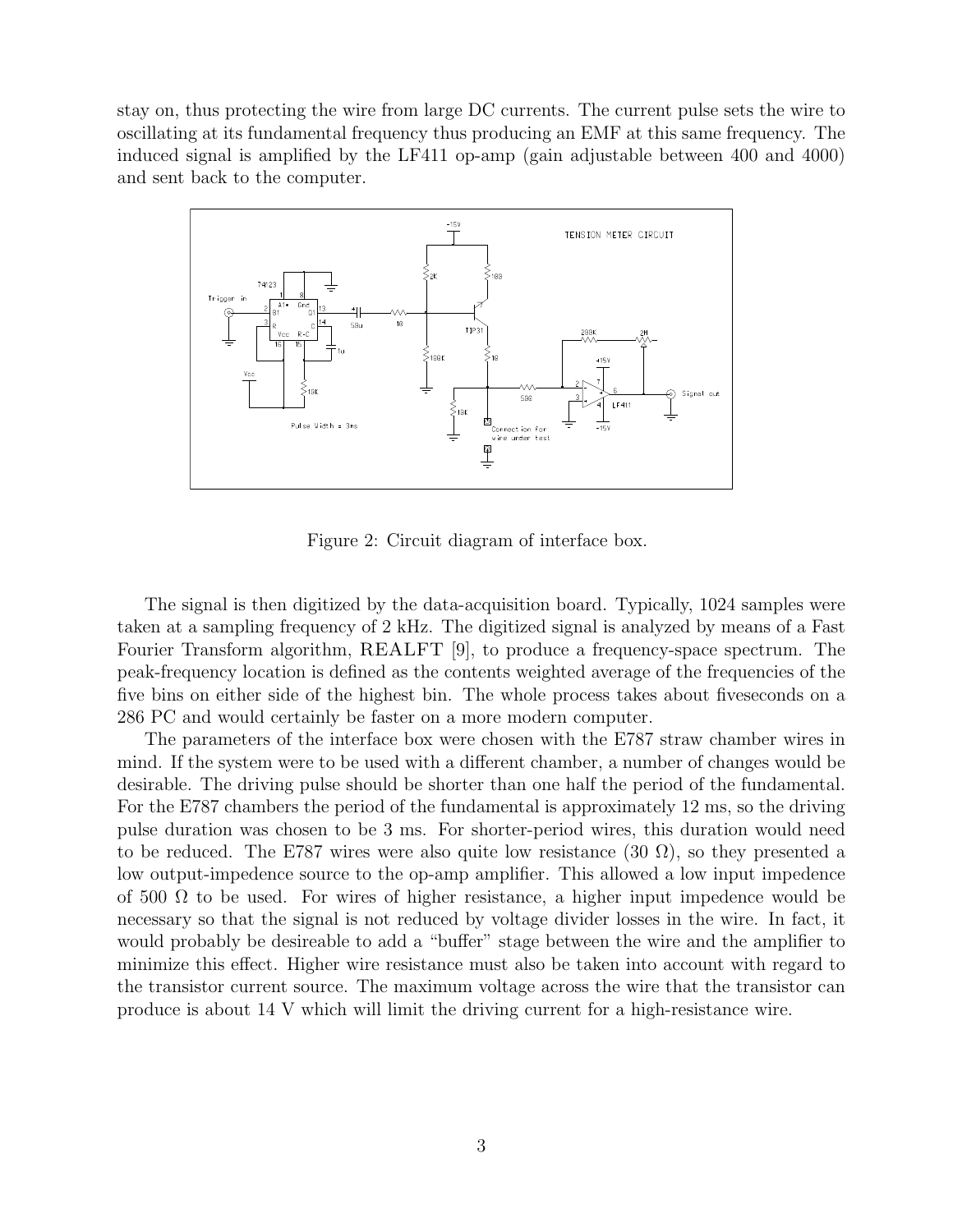stay on, thus protecting the wire from large DC currents. The current pulse sets the wire to oscillating at its fundamental frequency thus producing an EMF at this same frequency. The induced signal is amplified by the LF411 op-amp (gain adjustable between 400 and 4000) and sent back to the computer.

Figure 2: Circuit diagram of interface box.

The signal is then digitized by the data-acquisition board. Typically, 1024 samples were taken at a sampling frequency of 2 kHz. The digitized signal is analyzed by means of a Fast Fourier Transform algorithm, REALFT [9], to produce a frequency-space spectrum. The peak-frequency location is defined as the contents weighted average of the frequencies of the five bins on either side of the highest bin. The whole process takes about fiveseconds on a 286 PC and would certainly be faster on a more modern computer.

The parameters of the interface box were chosen with the E787 straw chamber wires in mind. If the system were to be used with a different chamber, a number of changes would be desirable. The driving pulse should be shorter than one half the period of the fundamental. For the E787 chambers the period of the fundamental is approximately 12 ms, so the driving pulse duration was chosen to be 3 ms. For shorter-period wires, this duration would need to be reduced. The E787 wires were also quite low resistance (30 $\Omega$), so they presented a low output-impedence source to the op-amp amplifier. This allowed a low input impedence of 500 $\Omega$ to be used. For wires of higher resistance, a higher input impedence would be necessary so that the signal is not reduced by voltage divider losses in the wire. In fact, it would probably be desireable to add a "buffer" stage between the wire and the amplifier to minimize this effect. Higher wire resistance must also be taken into account with regard to the transistor current source. The maximum voltage across the wire that the transistor can produce is about 14 V which will limit the driving current for a high-resistance wire.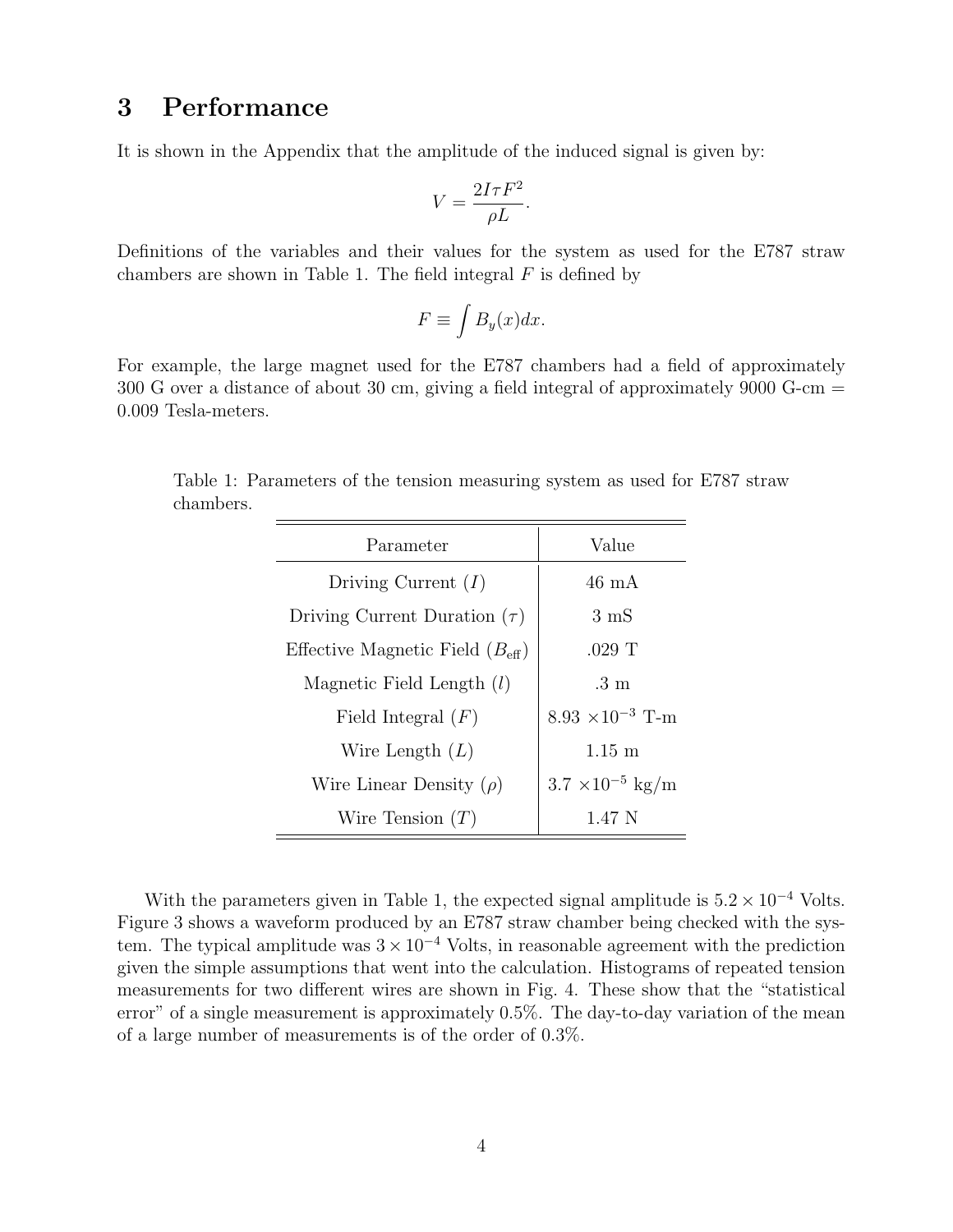# 3 Performance

It is shown in the Appendix that the amplitude of the induced signal is given by:

$$V = \frac{2I\tau F^2}{\rho L}.$$

Definitions of the variables and their values for the system as used for the E787 straw chambers are shown in Table 1. The field integral $F$ is defined by

$$F \equiv \int B_y(x)dx.$$

For example, the large magnet used for the E787 chambers had a field of approximately 300 G over a distance of about 30 cm, giving a field integral of approximately 9000 G-cm = 0.009 Tesla-meters.

Table 1: Parameters of the tension measuring system as used for E787 straw chambers.

| Parameter | Value |
| --- | --- |
| Driving Current ($I$) | 46 mA |
| Driving Current Duration ($\tau$) | 3 mS |
| Effective Magnetic Field ($B_{\text{eff}}$) | .029 T |
| Magnetic Field Length ($l$) | .3 m |
| Field Integral ($F$) | $8.93 \times 10^{-3}$ T-m |
| Wire Length ($L$) | 1.15 m |
| Wire Linear Density ($\rho$) | $3.7 \times 10^{-5}$ kg/m |
| Wire Tension ($T$) | 1.47 N |

With the parameters given in Table 1, the expected signal amplitude is $5.2 \times 10^{-4}$ Volts. Figure 3 shows a waveform produced by an E787 straw chamber being checked with the system. The typical amplitude was $3 \times 10^{-4}$ Volts, in reasonable agreement with the prediction given the simple assumptions that went into the calculation. Histograms of repeated tension measurements for two different wires are shown in Fig. 4. These show that the "statistical error" of a single measurement is approximately 0.5%. The day-to-day variation of the mean of a large number of measurements is of the order of 0.3%.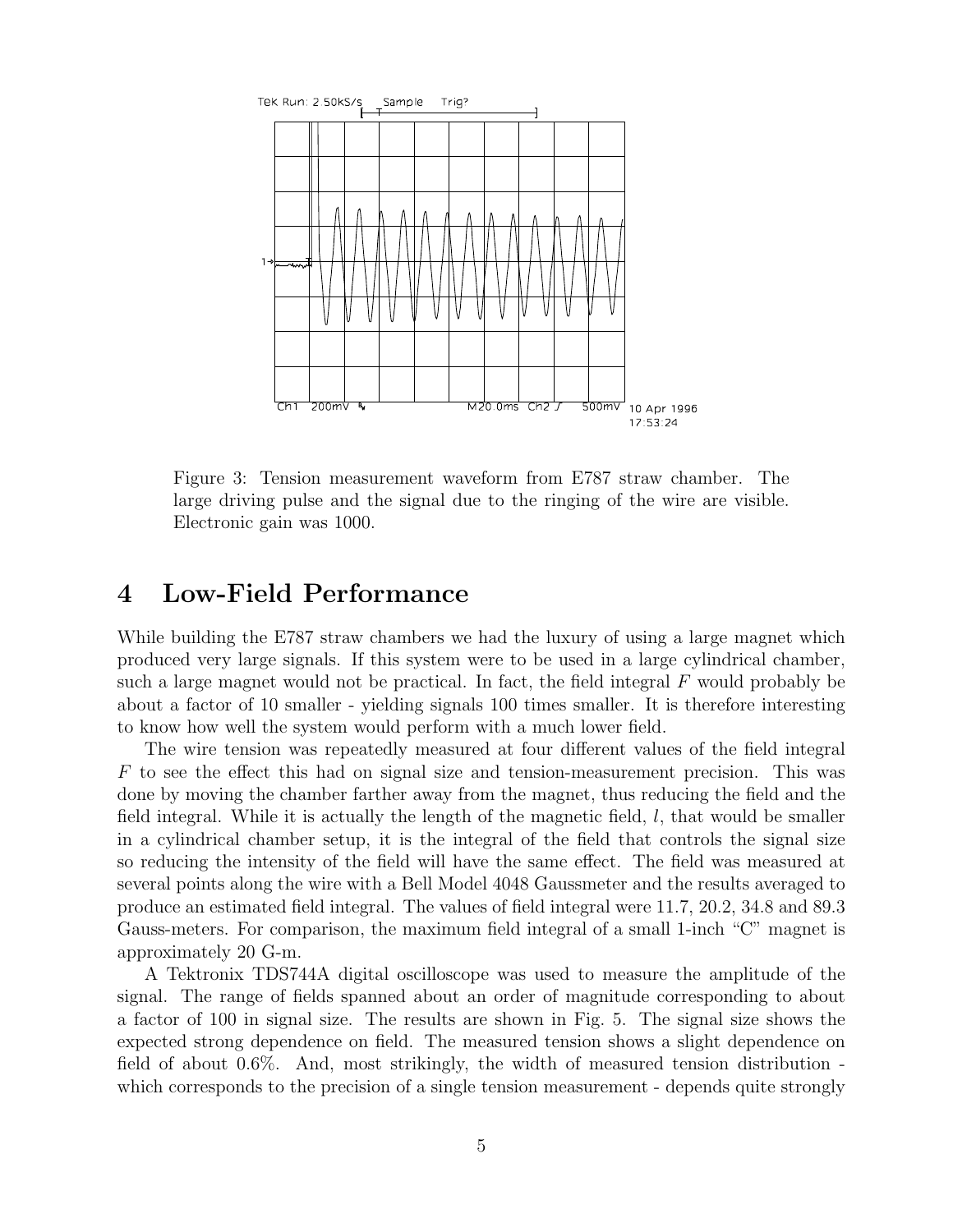Figure 3: Tension measurement waveform from E787 straw chamber. The large driving pulse and the signal due to the ringing of the wire are visible. Electronic gain was 1000.

# 4 Low-Field Performance

While building the E787 straw chambers we had the luxury of using a large magnet which produced very large signals. If this system were to be used in a large cylindrical chamber, such a large magnet would not be practical. In fact, the field integral $F$ would probably be about a factor of 10 smaller - yielding signals 100 times smaller. It is therefore interesting to know how well the system would perform with a much lower field.

The wire tension was repeatedly measured at four different values of the field integral $F$ to see the effect this had on signal size and tension-measurement precision. This was done by moving the chamber farther away from the magnet, thus reducing the field and the field integral. While it is actually the length of the magnetic field, $l$, that would be smaller in a cylindrical chamber setup, it is the integral of the field that controls the signal size so reducing the intensity of the field will have the same effect. The field was measured at several points along the wire with a Bell Model 4048 Gaussmeter and the results averaged to produce an estimated field integral. The values of field integral were 11.7, 20.2, 34.8 and 89.3 Gauss-meters. For comparison, the maximum field integral of a small 1-inch "C" magnet is approximately 20 G-m.

A Tektronix TDS744A digital oscilloscope was used to measure the amplitude of the signal. The range of fields spanned about an order of magnitude corresponding to about a factor of 100 in signal size. The results are shown in Fig. 5. The signal size shows the expected strong dependence on field. The measured tension shows a slight dependence on field of about 0.6%. And, most strikingly, the width of measured tension distribution - which corresponds to the precision of a single tension measurement - depends quite strongly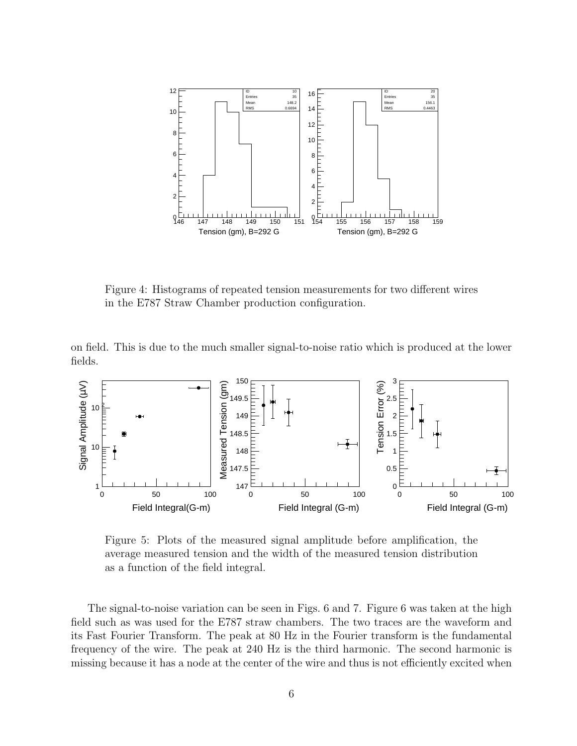Figure 4: Histograms of repeated tension measurements for two different wires in the E787 Straw Chamber production configuration.

on field. This is due to the much smaller signal-to-noise ratio which is produced at the lower fields.

Figure 5: Plots of the measured signal amplitude before amplification, the average measured tension and the width of the measured tension distribution as a function of the field integral.

The signal-to-noise variation can be seen in Figs. 6 and 7. Figure 6 was taken at the high field such as was used for the E787 straw chambers. The two traces are the waveform and its Fast Fourier Transform. The peak at 80 Hz in the Fourier transform is the fundamental frequency of the wire. The peak at 240 Hz is the third harmonic. The second harmonic is missing because it has a node at the center of the wire and thus is not efficiently excited when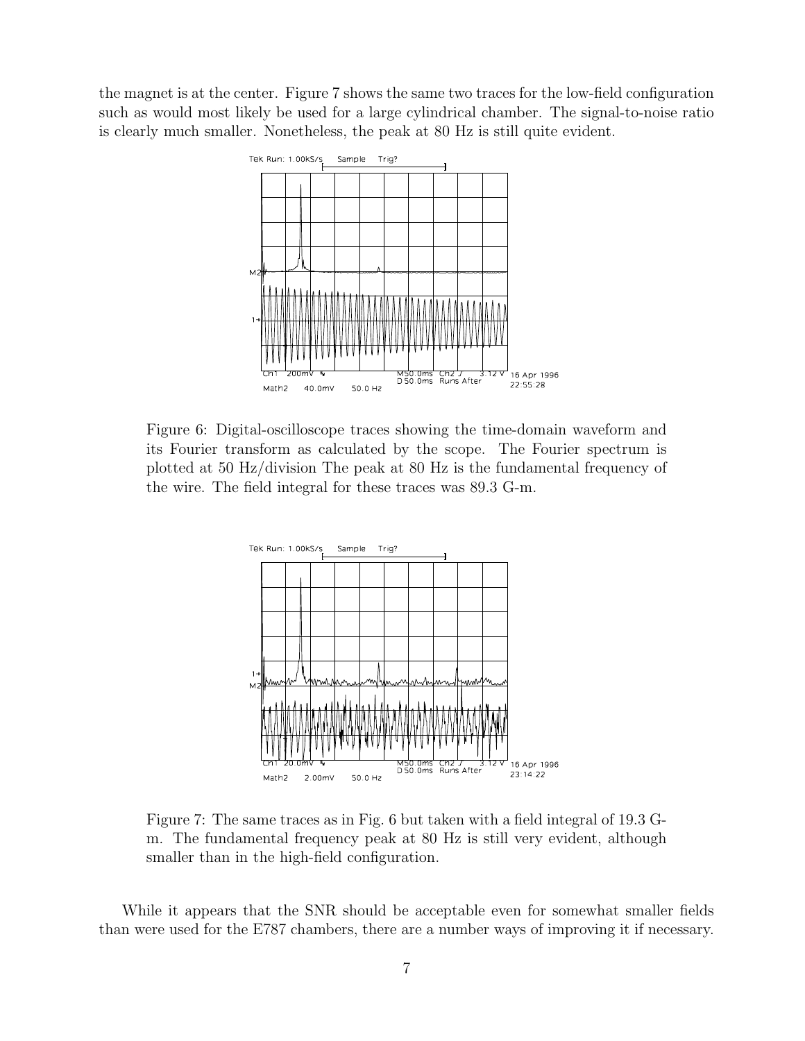the magnet is at the center. Figure 7 shows the same two traces for the low-field configuration such as would most likely be used for a large cylindrical chamber. The signal-to-noise ratio is clearly much smaller. Nonetheless, the peak at 80 Hz is still quite evident.

Figure 6: Digital-oscilloscope traces showing the time-domain waveform and its Fourier transform as calculated by the scope. The Fourier spectrum is plotted at 50 Hz/division The peak at 80 Hz is the fundamental frequency of the wire. The field integral for these traces was 89.3 G-m.

Figure 7: The same traces as in Fig. 6 but taken with a field integral of 19.3 G-m. The fundamental frequency peak at 80 Hz is still very evident, although smaller than in the high-field configuration.

While it appears that the SNR should be acceptable even for somewhat smaller fields than were used for the E787 chambers, there are a number ways of improving it if necessary.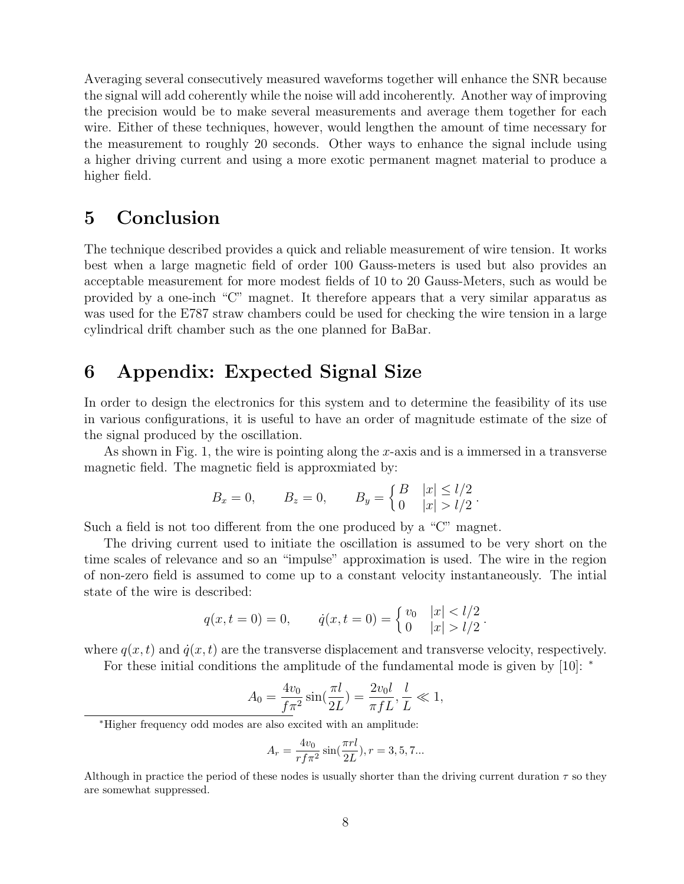Averaging several consecutively measured waveforms together will enhance the SNR because the signal will add coherently while the noise will add incoherently. Another way of improving the precision would be to make several measurements and average them together for each wire. Either of these techniques, however, would lengthen the amount of time necessary for the measurement to roughly 20 seconds. Other ways to enhance the signal include using a higher driving current and using a more exotic permanent magnet material to produce a higher field.

# 5 Conclusion

The technique described provides a quick and reliable measurement of wire tension. It works best when a large magnetic field of order 100 Gauss-meters is used but also provides an acceptable measurement for more modest fields of 10 to 20 Gauss-Meters, such as would be provided by a one-inch "C" magnet. It therefore appears that a very similar apparatus as was used for the E787 straw chambers could be used for checking the wire tension in a large cylindrical drift chamber such as the one planned for BaBar.

# 6 Appendix: Expected Signal Size

In order to design the electronics for this system and to determine the feasibility of its use in various configurations, it is useful to have an order of magnitude estimate of the size of the signal produced by the oscillation.

As shown in Fig. 1, the wire is pointing along the $x$-axis and is a immersed in a transverse magnetic field. The magnetic field is approxmiated by:

$$B_x = 0, \qquad B_z = 0, \qquad B_y = \begin{cases} B & |x| \leq l/2 \\ 0 & |x| > l/2 \end{cases}.$$

Such a field is not too different from the one produced by a "C" magnet.

The driving current used to initiate the oscillation is assumed to be very short on the time scales of relevance and so an "impulse" approximation is used. The wire in the region of non-zero field is assumed to come up to a constant velocity instantaneously. The intial state of the wire is described:

$$q(x, t = 0) = 0, \qquad \dot{q}(x, t = 0) = \begin{cases} v_0 & |x| < l/2 \\ 0 & |x| > l/2 \end{cases}.$$

where $q(x, t)$ and $\dot{q}(x, t)$ are the transverse displacement and transverse velocity, respectively.

For these initial conditions the amplitude of the fundamental mode is given by [10]: *

$$A_0 = \frac{4v_0}{f\pi^2} \sin(\frac{\pi l}{2L}) = \frac{2v_0 l}{\pi f L}, \frac{l}{L} \ll 1,$$

*Higher frequency odd modes are also excited with an amplitude:

$$A_r = \frac{4v_0}{rf\pi^2} \sin(\frac{\pi r l}{2L}), r = 3, 5, 7...$$

Although in practice the period of these nodes is usually shorter than the driving current duration $\tau$ so they are somewhat suppressed.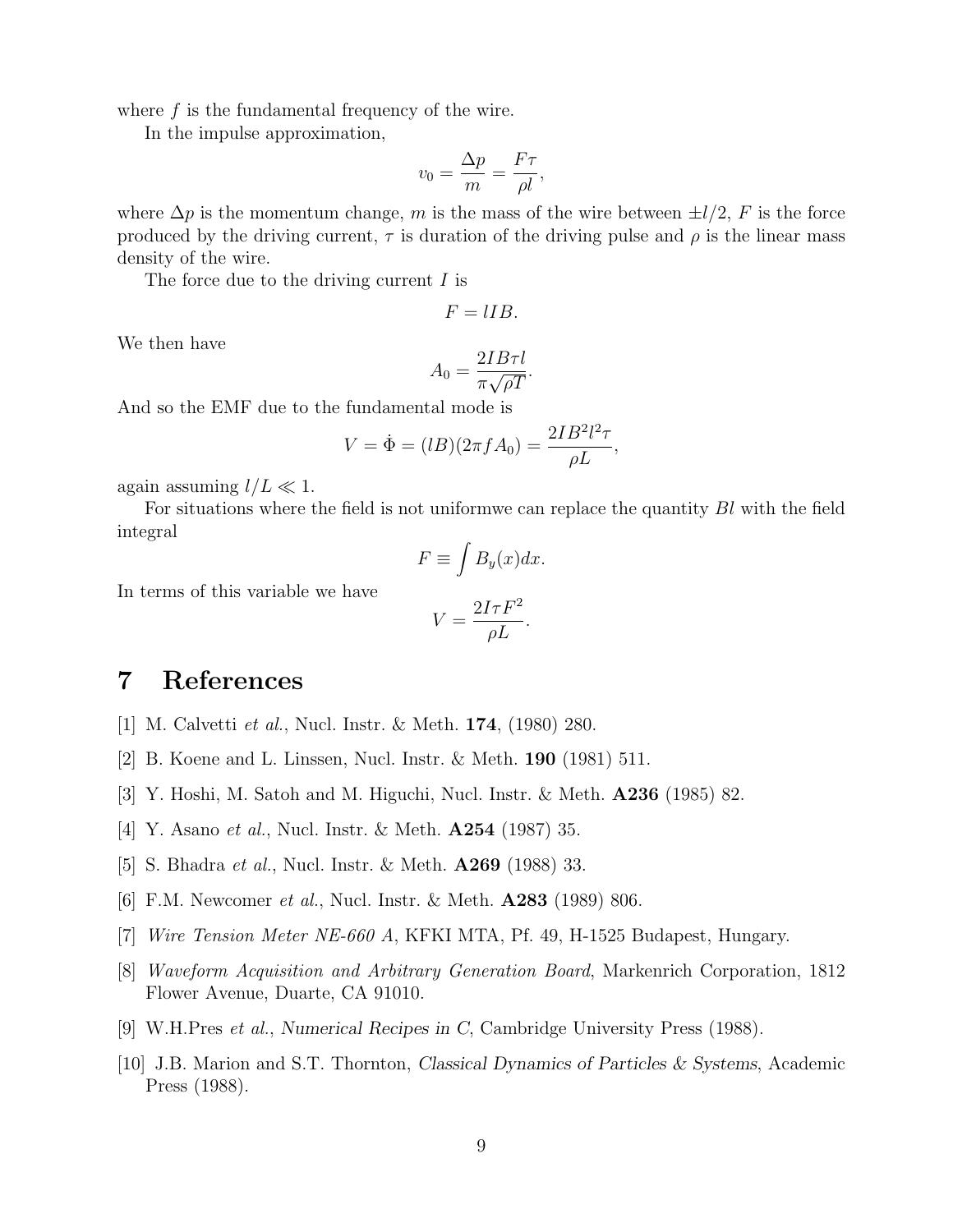where $f$ is the fundamental frequency of the wire.

In the impulse approximation,

$$v_0 = \frac{\Delta p}{m} = \frac{F\tau}{\rho l},$$

where $\Delta p$ is the momentum change, $m$ is the mass of the wire between $\pm l/2$, $F$ is the force produced by the driving current, $\tau$ is duration of the driving pulse and $\rho$ is the linear mass density of the wire.

The force due to the driving current $I$ is

$$F = lIB.$$

We then have

$$A_0 = \frac{2IB\tau l}{\pi\sqrt{\rho T}}.$$

And so the EMF due to the fundamental mode is

$$V = \dot{\Phi} = (lB)(2\pi f A_0) = \frac{2IB^2l^2\tau}{\rho L},$$

again assuming $l/L \ll 1$.

For situations where the field is not uniformwe can replace the quantity $Bl$ with the field integral

$$F \equiv \int B_y(x)dx.$$

In terms of this variable we have

$$V = \frac{2I\tau F^2}{\rho L}.$$

# 7 References

[1] M. Calvetti *et al.*, Nucl. Instr. & Meth. **174**, (1980) 280.

[2] B. Koene and L. Linssen, Nucl. Instr. & Meth. **190** (1981) 511.

[3] Y. Hoshi, M. Satoh and M. Higuchi, Nucl. Instr. & Meth. **A236** (1985) 82.

[4] Y. Asano *et al.*, Nucl. Instr. & Meth. **A254** (1987) 35.

[5] S. Bhadra *et al.*, Nucl. Instr. & Meth. **A269** (1988) 33.

[6] F.M. Newcomer *et al.*, Nucl. Instr. & Meth. **A283** (1989) 806.

[7] *Wire Tension Meter NE-660 A*, KFKI MTA, Pf. 49, H-1525 Budapest, Hungary.

[8] *Waveform Acquisition and Arbitrary Generation Board*, Markenrich Corporation, 1812 Flower Avenue, Duarte, CA 91010.

[9] W.H.Pres *et al.*, *Numerical Recipes in C*, Cambridge University Press (1988).

[10] J.B. Marion and S.T. Thornton, *Classical Dynamics of Particles & Systems*, Academic Press (1988).